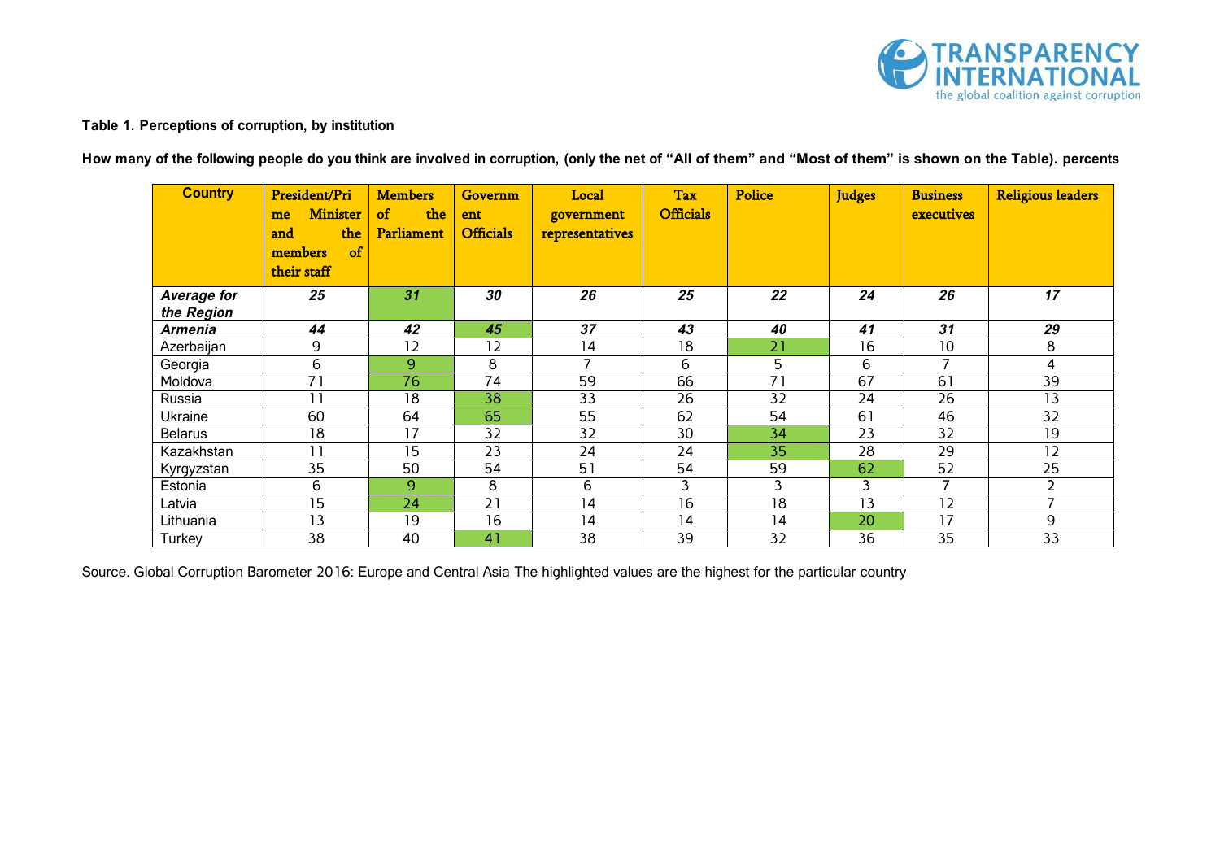Table 1. Perceptions of corruption, by institution

**How many of the following people do you think are involved in corruption, (only the net of "All of them" and "Most of them" is shown on the Table). percents**

| Country | President/Prime Minister and the members of their staff | Members of the Parliament | Government Officials | Local government representatives | Tax Officials | Police | Judges | Business executives | Religious leaders |
|---|---|---|---|---|---|---|---|---|---|
| ***Average for the Region*** | ***25*** | ***31*** | ***30*** | ***26*** | ***25*** | ***22*** | ***24*** | ***26*** | ***17*** |
| ***Armenia*** | ***44*** | ***42*** | ***45*** | ***37*** | ***43*** | ***40*** | ***41*** | ***31*** | ***29*** |
| Azerbaijan | 9 | 12 | 12 | 14 | 18 | 21 | 16 | 10 | 8 |
| Georgia | 6 | 9 | 8 | 7 | 6 | 5 | 6 | 7 | 4 |
| Moldova | 71 | 76 | 74 | 59 | 66 | 71 | 67 | 61 | 39 |
| Russia | 11 | 18 | 38 | 33 | 26 | 32 | 24 | 26 | 13 |
| Ukraine | 60 | 64 | 65 | 55 | 62 | 54 | 61 | 46 | 32 |
| Belarus | 18 | 17 | 32 | 32 | 30 | 34 | 23 | 32 | 19 |
| Kazakhstan | 11 | 15 | 23 | 24 | 24 | 35 | 28 | 29 | 12 |
| Kyrgyzstan | 35 | 50 | 54 | 51 | 54 | 59 | 62 | 52 | 25 |
| Estonia | 6 | 9 | 8 | 6 | 3 | 3 | 3 | 7 | 2 |
| Latvia | 15 | 24 | 21 | 14 | 16 | 18 | 13 | 12 | 7 |
| Lithuania | 13 | 19 | 16 | 14 | 14 | 14 | 20 | 17 | 9 |
| Turkey | 38 | 40 | 41 | 38 | 39 | 32 | 36 | 35 | 33 |

Source. Global Corruption Barometer 2016: Europe and Central Asia The highlighted values are the highest for the particular country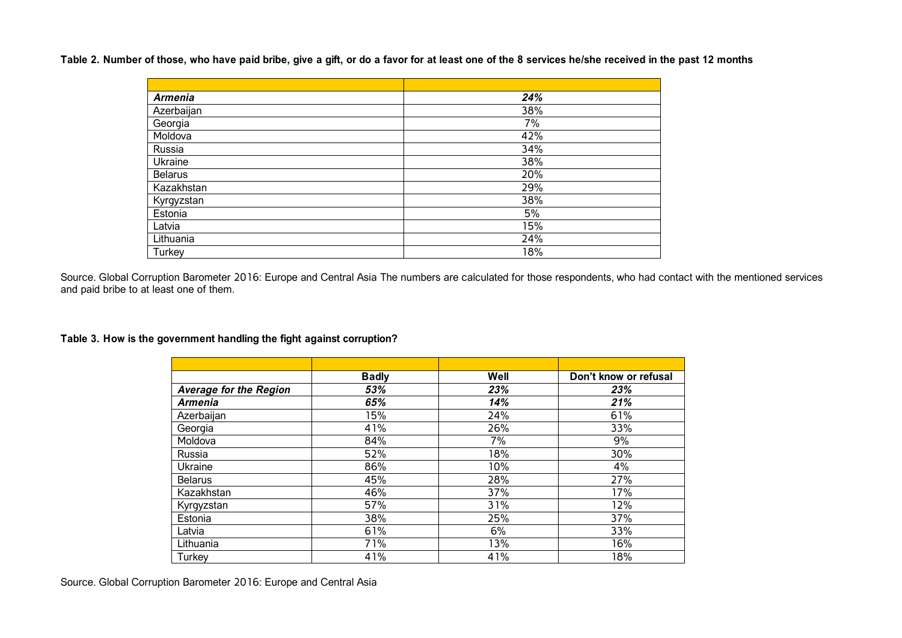**Table 2. Number of those, who have paid bribe, give a gift, or do a favor for at least one of the 8 services he/she received in the past 12 months**

| | |
|---|---|
| ***Armenia*** | ***24%*** |
| Azerbaijan | 38% |
| Georgia | 7% |
| Moldova | 42% |
| Russia | 34% |
| Ukraine | 38% |
| Belarus | 20% |
| Kazakhstan | 29% |
| Kyrgyzstan | 38% |
| Estonia | 5% |
| Latvia | 15% |
| Lithuania | 24% |
| Turkey | 18% |

Source. Global Corruption Barometer 2016: Europe and Central Asia The numbers are calculated for those respondents, who had contact with the mentioned services and paid bribe to at least one of them.

**Table 3. How is the government handling the fight against corruption?**

| | **Badly** | **Well** | **Don't know or refusal** |
|---|---|---|---|
| ***Average for the Region*** | ***53%*** | ***23%*** | ***23%*** |
| ***Armenia*** | ***65%*** | ***14%*** | ***21%*** |
| Azerbaijan | 15% | 24% | 61% |
| Georgia | 41% | 26% | 33% |
| Moldova | 84% | 7% | 9% |
| Russia | 52% | 18% | 30% |
| Ukraine | 86% | 10% | 4% |
| Belarus | 45% | 28% | 27% |
| Kazakhstan | 46% | 37% | 17% |
| Kyrgyzstan | 57% | 31% | 12% |
| Estonia | 38% | 25% | 37% |
| Latvia | 61% | 6% | 33% |
| Lithuania | 71% | 13% | 16% |
| Turkey | 41% | 41% | 18% |

Source. Global Corruption Barometer 2016: Europe and Central Asia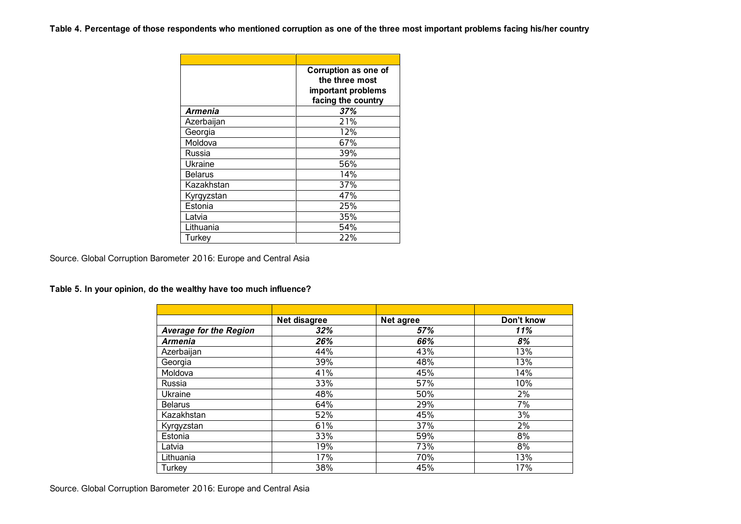**Table 4. Percentage of those respondents who mentioned corruption as one of the three most important problems facing his/her country**

| | Corruption as one of the three most important problems facing the country |
|---|---|
| ***Armenia*** | ***37%*** |
| Azerbaijan | 21% |
| Georgia | 12% |
| Moldova | 67% |
| Russia | 39% |
| Ukraine | 56% |
| Belarus | 14% |
| Kazakhstan | 37% |
| Kyrgyzstan | 47% |
| Estonia | 25% |
| Latvia | 35% |
| Lithuania | 54% |
| Turkey | 22% |

Source. Global Corruption Barometer 2016: Europe and Central Asia

**Table 5. In your opinion, do the wealthy have too much influence?**

| | Net disagree | Net agree | Don't know |
|---|---|---|---|
| ***Average for the Region*** | ***32%*** | ***57%*** | ***11%*** |
| ***Armenia*** | ***26%*** | ***66%*** | ***8%*** |
| Azerbaijan | 44% | 43% | 13% |
| Georgia | 39% | 48% | 13% |
| Moldova | 41% | 45% | 14% |
| Russia | 33% | 57% | 10% |
| Ukraine | 48% | 50% | 2% |
| Belarus | 64% | 29% | 7% |
| Kazakhstan | 52% | 45% | 3% |
| Kyrgyzstan | 61% | 37% | 2% |
| Estonia | 33% | 59% | 8% |
| Latvia | 19% | 73% | 8% |
| Lithuania | 17% | 70% | 13% |
| Turkey | 38% | 45% | 17% |

Source. Global Corruption Barometer 2016: Europe and Central Asia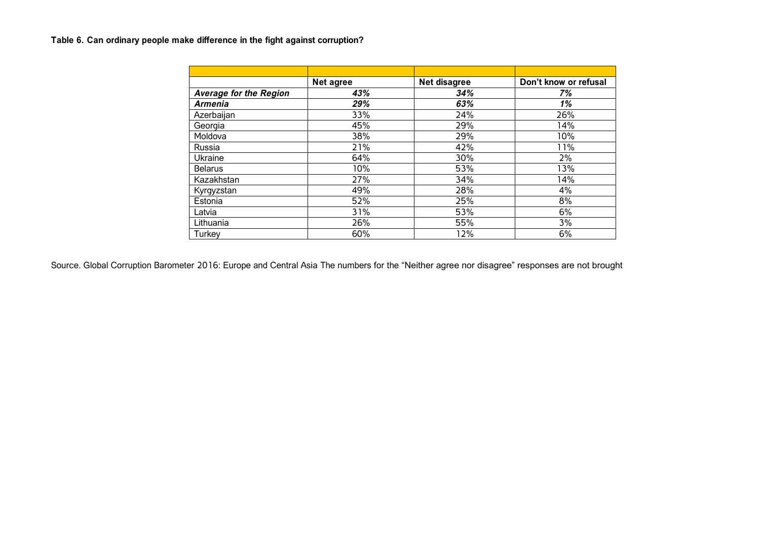**Table 6. Can ordinary people make difference in the fight against corruption?**

| | Net agree | Net disagree | Don't know or refusal |
|---|---|---|---|
| ***Average for the Region*** | ***43%*** | ***34%*** | ***7%*** |
| ***Armenia*** | ***29%*** | ***63%*** | ***1%*** |
| Azerbaijan | 33% | 24% | 26% |
| Georgia | 45% | 29% | 14% |
| Moldova | 38% | 29% | 10% |
| Russia | 21% | 42% | 11% |
| Ukraine | 64% | 30% | 2% |
| Belarus | 10% | 53% | 13% |
| Kazakhstan | 27% | 34% | 14% |
| Kyrgyzstan | 49% | 28% | 4% |
| Estonia | 52% | 25% | 8% |
| Latvia | 31% | 53% | 6% |
| Lithuania | 26% | 55% | 3% |
| Turkey | 60% | 12% | 6% |

Source. Global Corruption Barometer 2016: Europe and Central Asia The numbers for the "Neither agree nor disagree" responses are not brought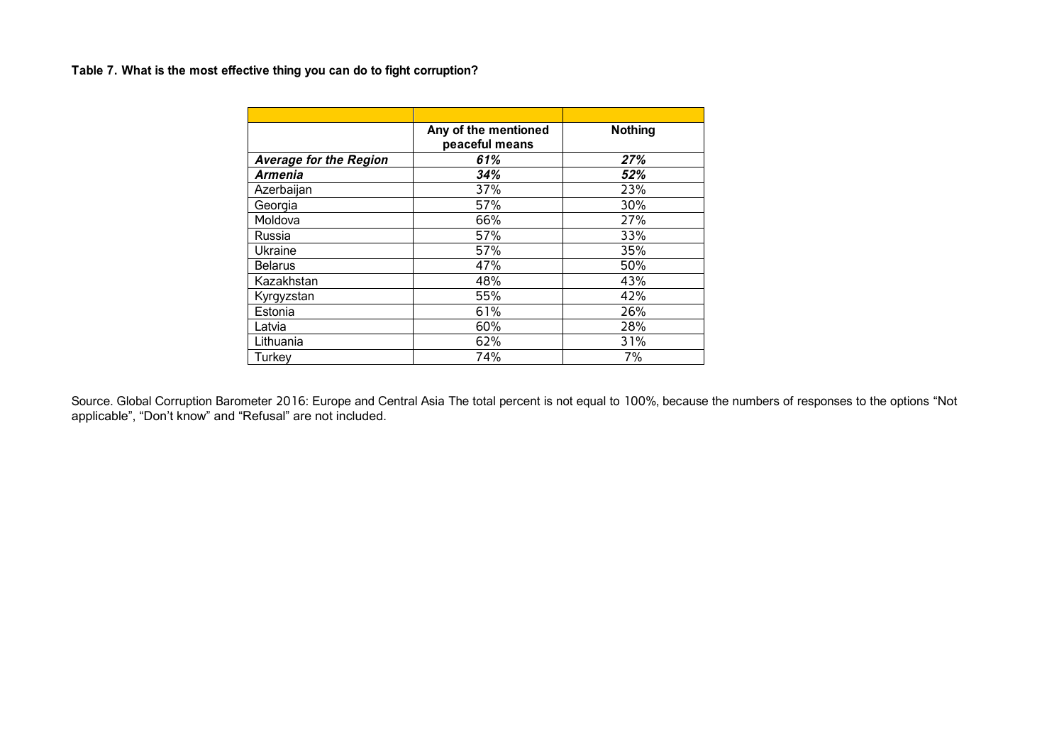**Table 7. What is the most effective thing you can do to fight corruption?**

| | Any of the mentioned peaceful means | Nothing |
|---|---|---|
| ***Average for the Region*** | ***61%*** | ***27%*** |
| ***Armenia*** | ***34%*** | ***52%*** |
| Azerbaijan | 37% | 23% |
| Georgia | 57% | 30% |
| Moldova | 66% | 27% |
| Russia | 57% | 33% |
| Ukraine | 57% | 35% |
| Belarus | 47% | 50% |
| Kazakhstan | 48% | 43% |
| Kyrgyzstan | 55% | 42% |
| Estonia | 61% | 26% |
| Latvia | 60% | 28% |
| Lithuania | 62% | 31% |
| Turkey | 74% | 7% |

Source. Global Corruption Barometer 2016: Europe and Central Asia The total percent is not equal to 100%, because the numbers of responses to the options "Not applicable", "Don't know" and "Refusal" are not included.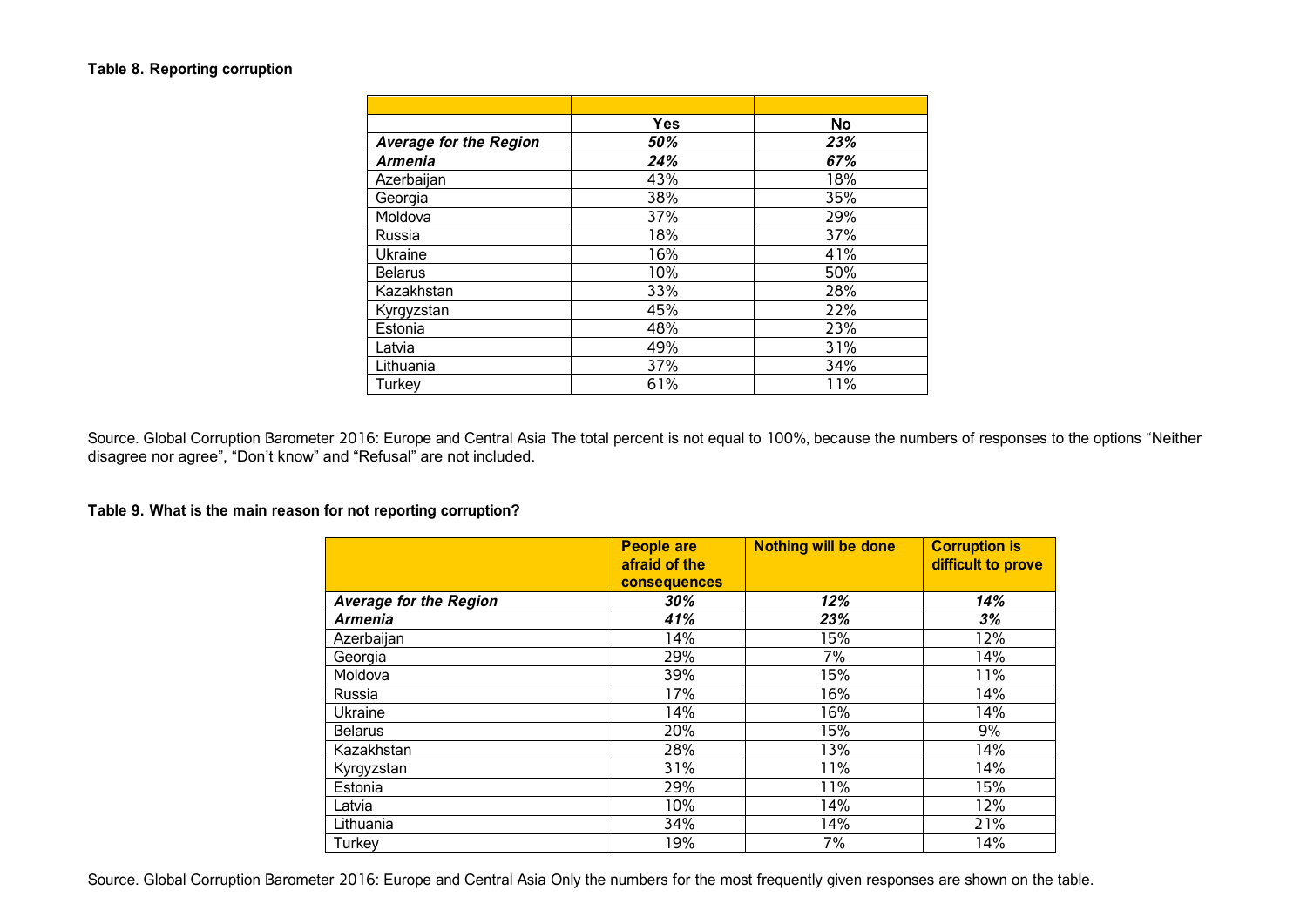**Table 8. Reporting corruption**

| | Yes | No |
|---|---|---|
| ***Average for the Region*** | ***50%*** | ***23%*** |
| ***Armenia*** | ***24%*** | ***67%*** |
| Azerbaijan | 43% | 18% |
| Georgia | 38% | 35% |
| Moldova | 37% | 29% |
| Russia | 18% | 37% |
| Ukraine | 16% | 41% |
| Belarus | 10% | 50% |
| Kazakhstan | 33% | 28% |
| Kyrgyzstan | 45% | 22% |
| Estonia | 48% | 23% |
| Latvia | 49% | 31% |
| Lithuania | 37% | 34% |
| Turkey | 61% | 11% |

Source. Global Corruption Barometer 2016: Europe and Central Asia The total percent is not equal to 100%, because the numbers of responses to the options "Neither disagree nor agree", "Don't know" and "Refusal" are not included.

**Table 9. What is the main reason for not reporting corruption?**

| | **People are afraid of the consequences** | **Nothing will be done** | **Corruption is difficult to prove** |
|---|---|---|---|
| ***Average for the Region*** | ***30%*** | ***12%*** | ***14%*** |
| ***Armenia*** | ***41%*** | ***23%*** | ***3%*** |
| Azerbaijan | 14% | 15% | 12% |
| Georgia | 29% | 7% | 14% |
| Moldova | 39% | 15% | 11% |
| Russia | 17% | 16% | 14% |
| Ukraine | 14% | 16% | 14% |
| Belarus | 20% | 15% | 9% |
| Kazakhstan | 28% | 13% | 14% |
| Kyrgyzstan | 31% | 11% | 14% |
| Estonia | 29% | 11% | 15% |
| Latvia | 10% | 14% | 12% |
| Lithuania | 34% | 14% | 21% |
| Turkey | 19% | 7% | 14% |

Source. Global Corruption Barometer 2016: Europe and Central Asia Only the numbers for the most frequently given responses are shown on the table.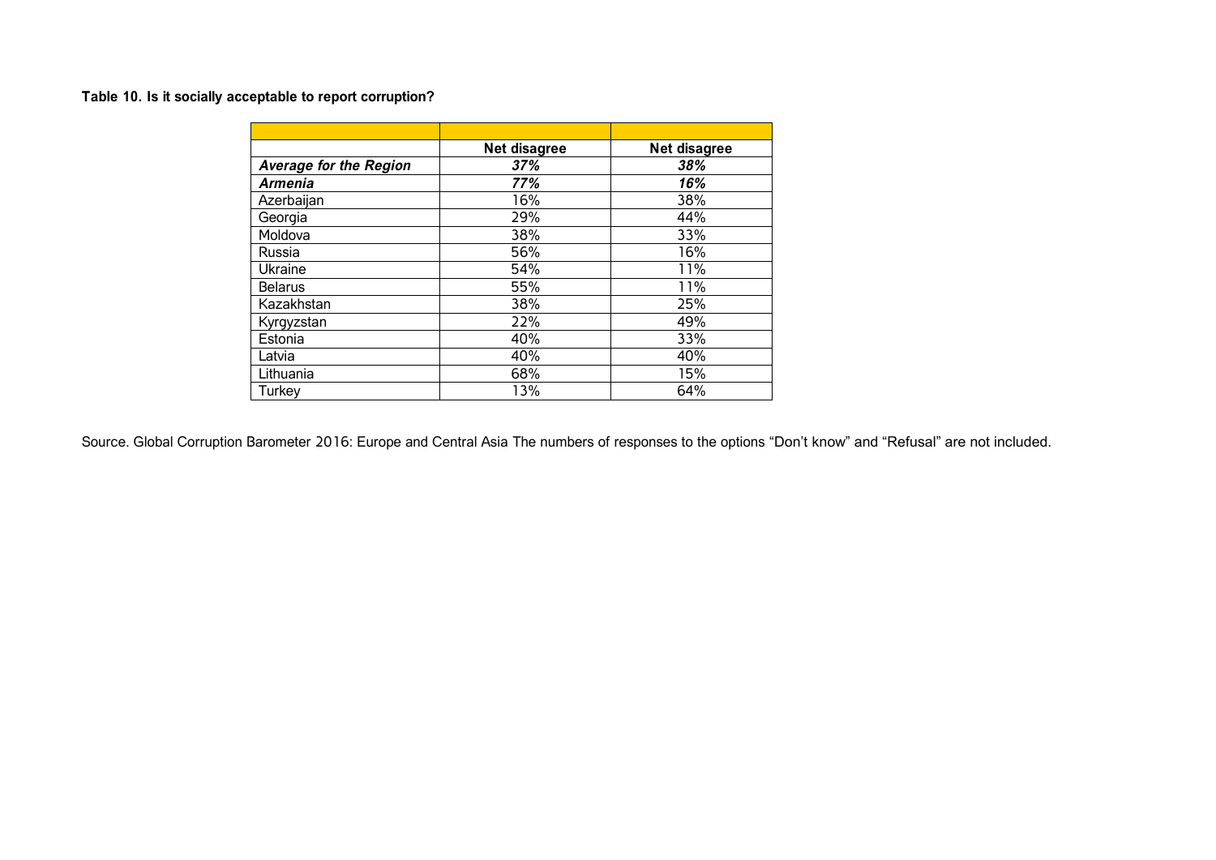**Table 10. Is it socially acceptable to report corruption?**

| | | |
|---|---|---|
| | **Net disagree** | **Net disagree** |
| ***Average for the Region*** | ***37%*** | ***38%*** |
| ***Armenia*** | ***77%*** | ***16%*** |
| Azerbaijan | 16% | 38% |
| Georgia | 29% | 44% |
| Moldova | 38% | 33% |
| Russia | 56% | 16% |
| Ukraine | 54% | 11% |
| Belarus | 55% | 11% |
| Kazakhstan | 38% | 25% |
| Kyrgyzstan | 22% | 49% |
| Estonia | 40% | 33% |
| Latvia | 40% | 40% |
| Lithuania | 68% | 15% |
| Turkey | 13% | 64% |

Source. Global Corruption Barometer 2016: Europe and Central Asia The numbers of responses to the options “Don’t know” and “Refusal” are not included.